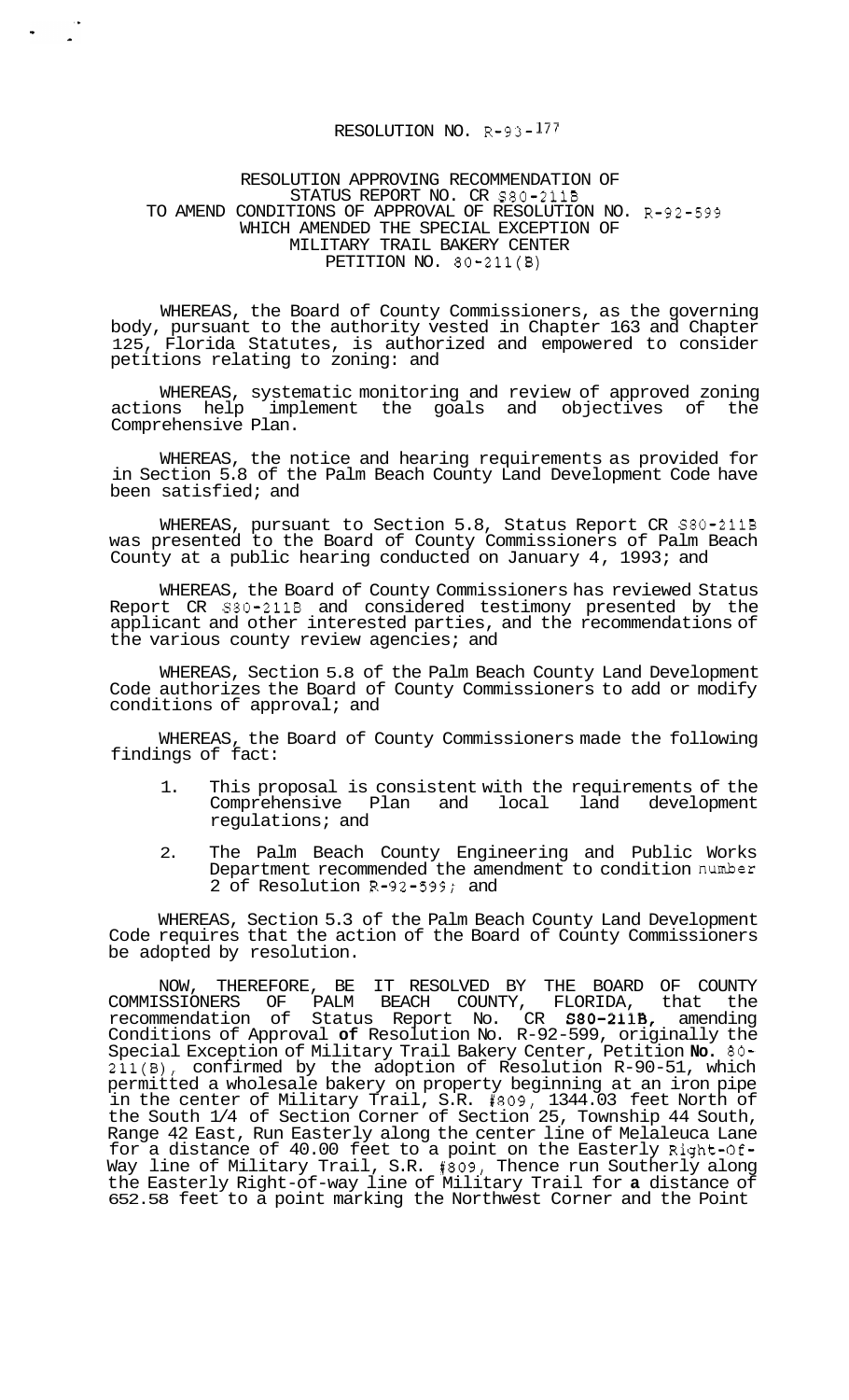# RESOLUTION NO. R-93-177

## RESOLUTION APPROVING RECOMMENDATION OF STATUS REPORT NO. CR S80-211B TO AMEND CONDITIONS OF APPROVAL OF RESOLUTION NO. R-92-599 WHICH AMENDED THE SPECIAL EXCEPTION OF MILITARY TRAIL BAKERY CENTER PETITION NO. 80-211(B)

WHEREAS, the Board of County Commissioners, as the governing body, pursuant to the authority vested in Chapter 163 and Chapter 125, Florida Statutes, is authorized and empowered to consider petitions relating to zoning: and

WHEREAS, systematic monitoring and review of approved zoning actions help implement the goals and objectives of the Comprehensive Plan.

WHEREAS, the notice and hearing requirements as provided for in Section 5.8 of the Palm Beach County Land Development Code have been satisfied; and

WHEREAS, pursuant to Section 5.8, Status Report CR S80-211B was presented to the Board of County Commissioners of Palm Beach County at a public hearing conducted on January 4, 1993; and

WHEREAS, the Board of County Commissioners has reviewed Status Report CR S80-211B and considered testimony presented by the applicant and other interested parties, and the recommendations of the various county review agencies; and

WHEREAS, Section 5.8 of the Palm Beach County Land Development Code authorizes the Board of County Commissioners to add or modify conditions of approval; and

WHEREAS, the Board of County Commissioners made the following findings of fact:

1. This proposal is consistent with the requirements of the Comprehensive Plan and local land development regulations; and
2. The Palm Beach County Engineering and Public Works Department recommended the amendment to condition number 2 of Resolution R-92-599; and

WHEREAS, Section 5.3 of the Palm Beach County Land Development Code requires that the action of the Board of County Commissioners be adopted by resolution.

NOW, THEREFORE, BE IT RESOLVED BY THE BOARD OF COUNTY COMMISSIONERS OF PALM BEACH COUNTY, FLORIDA, that the recommendation of Status Report No. CR S80-211B, amending Conditions of Approval of Resolution No. R-92-599, originally the Special Exception of Military Trail Bakery Center, Petition No. 80-211(B), confirmed by the adoption of Resolution R-90-51, which permitted a wholesale bakery on property beginning at an iron pipe in the center of Military Trail, S.R. #809, 1344.03 feet North of the South 1/4 of Section Corner of Section 25, Township 44 South, Range 42 East, Run Easterly along the center line of Melaleuca Lane for a distance of 40.00 feet to a point on the Easterly Right-Of-Way line of Military Trail, S.R. #809, Thence run Southerly along the Easterly Right-of-way line of Military Trail for a distance of 652.58 feet to a point marking the Northwest Corner and the Point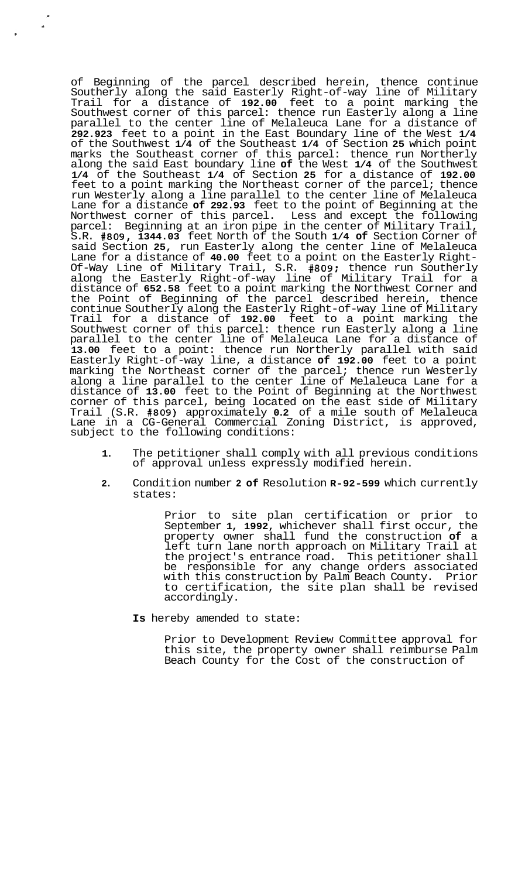of Beginning of the parcel described herein, thence continue Southerly along the said Easterly Right-of-way line of Military Trail for a distance of **192.00** feet to a point marking the Southwest corner of this parcel: thence run Easterly along a line parallel to the center line of Melaleuca Lane for a distance of **292.923** feet to a point in the East Boundary line of the West **1/4** of the Southwest **1/4** of the Southeast **1/4** of Section **25** which point marks the Southeast corner of this parcel: thence run Northerly along the said East boundary line **of** the West **1/4** of the Southwest **1/4** of the Southeast **1/4** of Section **25** for a distance of **192.00** feet to a point marking the Northeast corner of the parcel; thence run Westerly along a line parallel to the center line of Melaleuca Lane for a distance **of 292.93** feet to the point of Beginning at the Northwest corner of this parcel. Less and except the following parcel: Beginning at an iron pipe in the center of Military Trail, S.R. **#809, 1344.03** feet North of the South **1/4 of** Section Corner of said Section **25**, run Easterly along the center line of Melaleuca Lane for a distance of **40.00** feet to a point on the Easterly Right-Of-Way Line of Military Trail, S.R. **#809;** thence run Southerly along the Easterly Right-of-way line of Military Trail for a distance of **652.58** feet to a point marking the Northwest Corner and the Point of Beginning of the parcel described herein, thence continue Southerly along the Easterly Right-of-way line of Military Trail for a distance of **192.00** feet to a point marking the Southwest corner of this parcel: thence run Easterly along a line parallel to the center line of Melaleuca Lane for a distance of **13.00** feet to a point: thence run Northerly parallel with said Easterly Right-of-way line, a distance **of 192.00** feet to a point marking the Northeast corner of the parcel; thence run Westerly along a line parallel to the center line of Melaleuca Lane for a distance of **13.00** feet to the Point of Beginning at the Northwest corner of this parcel, being located on the east side of Military Trail (S.R. **#809)** approximately **0.2** of a mile south of Melaleuca Lane in a CG-General Commercial Zoning District, is approved, subject to the following conditions:

1. The petitioner shall comply with all previous conditions of approval unless expressly modified herein.

2. Condition number **2 of** Resolution **R-92-599** which currently states:

   > Prior to site plan certification or prior to September **1, 1992**, whichever shall first occur, the property owner shall fund the construction **of** a left turn lane north approach on Military Trail at the project's entrance road. This petitioner shall be responsible for any change orders associated with this construction by Palm Beach County. Prior to certification, the site plan shall be revised accordingly.

   **Is** hereby amended to state:

   > Prior to Development Review Committee approval for this site, the property owner shall reimburse Palm Beach County for the Cost of the construction of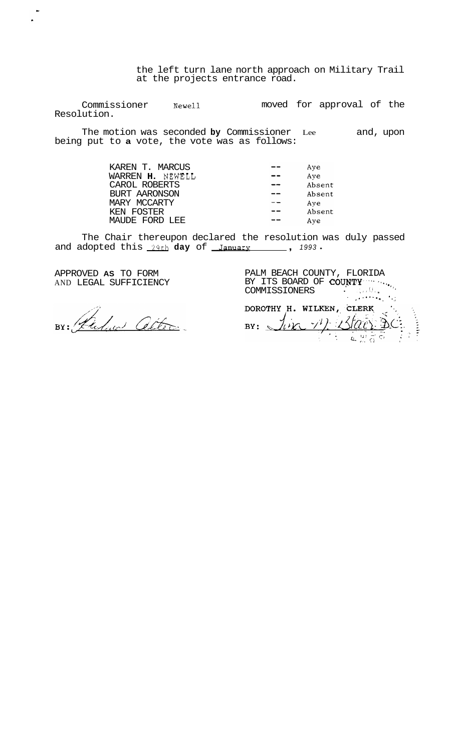the left turn lane north approach on Military Trail at the projects entrance road.

Commissioner Newell moved for approval of the Resolution.

The motion was seconded by Commissioner Lee and, upon being put to a vote, the vote was as follows:

| | | |
|---|---|---|
| KAREN T. MARCUS | -- | Aye |
| WARREN H. NEWELL | -- | Aye |
| CAROL ROBERTS | -- | Absent |
| BURT AARONSON | -- | Absent |
| MARY MCCARTY | -- | Aye |
| KEN FOSTER | -- | Absent |
| MAUDE FORD LEE | -- | Aye |

The Chair thereupon declared the resolution was duly passed and adopted this 29th day of January, 1993.

APPROVED AS TO FORM
AND LEGAL SUFFICIENCY

BY: [signature]

PALM BEACH COUNTY, FLORIDA
BY ITS BOARD OF COUNTY
COMMISSIONERS

DOROTHY H. WILKEN, CLERK

BY: [signature] DC